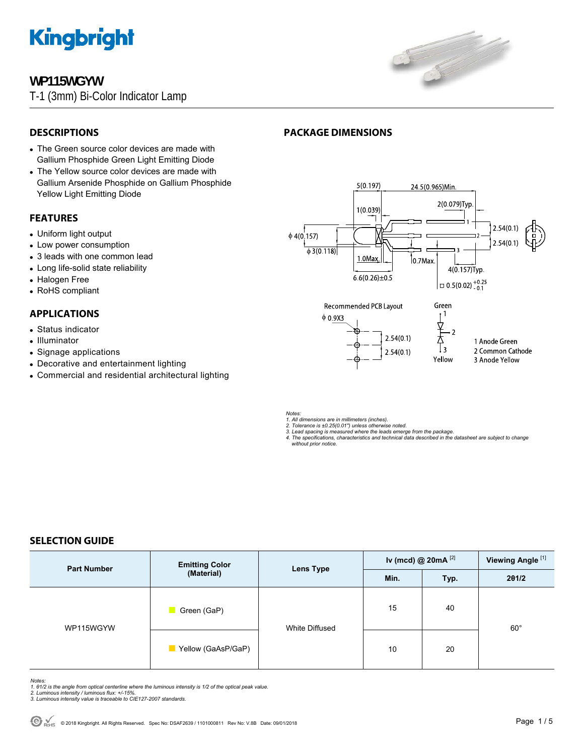# WP115WGYW

T-1 (3mm) Bi-Color Indicator Lamp

## DESCRIPTIONS

- The Green source color devices are made with Gallium Phosphide Green Light Emitting Diode
- The Yellow source color devices are made with Gallium Arsenide Phosphide on Gallium Phosphide Yellow Light Emitting Diode

## FEATURES

- Uniform light output
- Low power consumption
- 3 leads with one common lead
- Long life-solid state reliability
- Halogen Free
- RoHS compliant

## APPLICATIONS

- Status indicator
- Illuminator
- Signage applications
- Decorative and entertainment lighting
- Commercial and residential architectural lighting

## PACKAGE DIMENSIONS

5(0.197) 24.5(0.965)Min. 2(0.079)Typ. 1(0.039) ϕ 4(0.157) ϕ 3(0.118) 1.0Max. 0.7Max. 6.6(0.26)±0.5 4(0.157)Typ. 2.54(0.1) 2.54(0.1) □ 0.5(0.02) +0.25 / -0.1

Recommended PCB Layout: ϕ 0.9X3, 2.54(0.1), 2.54(0.1)

Green / Yellow

1 Anode Green
2 Common Cathode
3 Anode Yellow

*Notes:*
*1. All dimensions are in millimeters (inches).*
*2. Tolerance is ±0.25(0.01") unless otherwise noted.*
*3. Lead spacing is measured where the leads emerge from the package.*
*4. The specifications, characteristics and technical data described in the datasheet are subject to change without prior notice.*

## SELECTION GUIDE

| Part Number | Emitting Color (Material) | Lens Type | Iv (mcd) @ 20mA [2] | | Viewing Angle [1] |
|---|---|---|---|---|---|
| | | | Min. | Typ. | 2θ1/2 |
| WP115WGYW | Green (GaP) | White Diffused | 15 | 40 | 60° |
| | Yellow (GaAsP/GaP) | | 10 | 20 | |

*Notes:*
*1. θ1/2 is the angle from optical centerline where the luminous intensity is 1/2 of the optical peak value.*
*2. Luminous intensity / luminous flux: +/-15%.*
*3. Luminous intensity value is traceable to CIE127-2007 standards.*

© 2018 Kingbright. All Rights Reserved. Spec No: DSAF2639 / 1101000811 Rev No: V.8B Date: 09/01/2018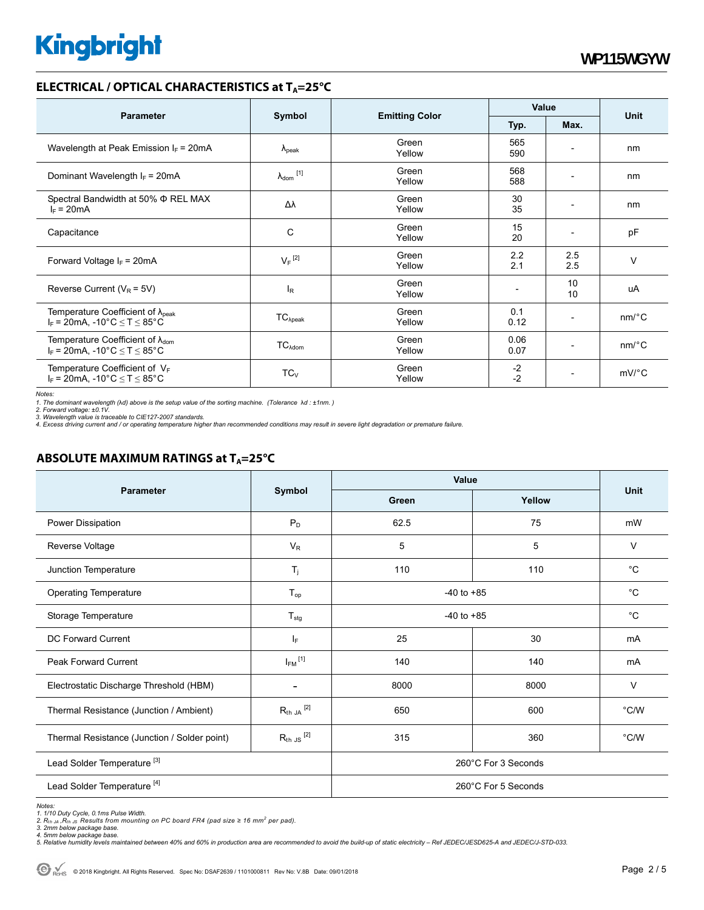## ELECTRICAL / OPTICAL CHARACTERISTICS at $T_A$=25°C

| Parameter | Symbol | Emitting Color | Value | | Unit |
|---|---|---|---|---|---|
| | | | Typ. | Max. | |
| Wavelength at Peak Emission $I_F$ = 20mA | $\lambda_{peak}$ | Green<br>Yellow | 565<br>590 | - | nm |
| Dominant Wavelength $I_F$ = 20mA | $\lambda_{dom}$ [1] | Green<br>Yellow | 568<br>588 | - | nm |
| Spectral Bandwidth at 50% Φ REL MAX<br>$I_F$ = 20mA | Δλ | Green<br>Yellow | 30<br>35 | - | nm |
| Capacitance | C | Green<br>Yellow | 15<br>20 | - | pF |
| Forward Voltage $I_F$ = 20mA | $V_F$ [2] | Green<br>Yellow | 2.2<br>2.1 | 2.5<br>2.5 | V |
| Reverse Current ($V_R$ = 5V) | $I_R$ | Green<br>Yellow | - | 10<br>10 | uA |
| Temperature Coefficient of $\lambda_{peak}$<br>$I_F$ = 20mA, -10°C ≤ T ≤ 85°C | $TC_{\lambda peak}$ | Green<br>Yellow | 0.1<br>0.12 | - | nm/°C |
| Temperature Coefficient of $\lambda_{dom}$<br>$I_F$ = 20mA, -10°C ≤ T ≤ 85°C | $TC_{\lambda dom}$ | Green<br>Yellow | 0.06<br>0.07 | - | nm/°C |
| Temperature Coefficient of $V_F$<br>$I_F$ = 20mA, -10°C ≤ T ≤ 85°C | $TC_V$ | Green<br>Yellow | -2<br>-2 | - | mV/°C |

*Notes:*
*1. The dominant wavelength (λd) above is the setup value of the sorting machine. (Tolerance λd : ±1nm. )*
*2. Forward voltage: ±0.1V.*
*3. Wavelength value is traceable to CIE127-2007 standards.*
*4. Excess driving current and / or operating temperature higher than recommended conditions may result in severe light degradation or premature failure.*

## ABSOLUTE MAXIMUM RATINGS at $T_A$=25°C

| Parameter | Symbol | Value | | Unit |
|---|---|---|---|---|
| | | Green | Yellow | |
| Power Dissipation | $P_D$ | 62.5 | 75 | mW |
| Reverse Voltage | $V_R$ | 5 | 5 | V |
| Junction Temperature | $T_j$ | 110 | 110 | °C |
| Operating Temperature | $T_{op}$ | -40 to +85 | | °C |
| Storage Temperature | $T_{stg}$ | -40 to +85 | | °C |
| DC Forward Current | $I_F$ | 25 | 30 | mA |
| Peak Forward Current | $I_{FM}$ [1] | 140 | 140 | mA |
| Electrostatic Discharge Threshold (HBM) | - | 8000 | 8000 | V |
| Thermal Resistance (Junction / Ambient) | $R_{th\ JA}$ [2] | 650 | 600 | °C/W |
| Thermal Resistance (Junction / Solder point) | $R_{th\ JS}$ [2] | 315 | 360 | °C/W |
| Lead Solder Temperature [3] | | 260°C For 3 Seconds | | |
| Lead Solder Temperature [4] | | 260°C For 5 Seconds | | |

*Notes:*
*1. 1/10 Duty Cycle, 0.1ms Pulse Width.*
*2. $R_{th\ JA}$ ,$R_{th\ JS}$ Results from mounting on PC board FR4 (pad size ≥ 16 mm² per pad).*
*3. 2mm below package base.*
*4. 5mm below package base.*
*5. Relative humidity levels maintained between 40% and 60% in production area are recommended to avoid the build-up of static electricity – Ref JEDEC/JESD625-A and JEDEC/J-STD-033.*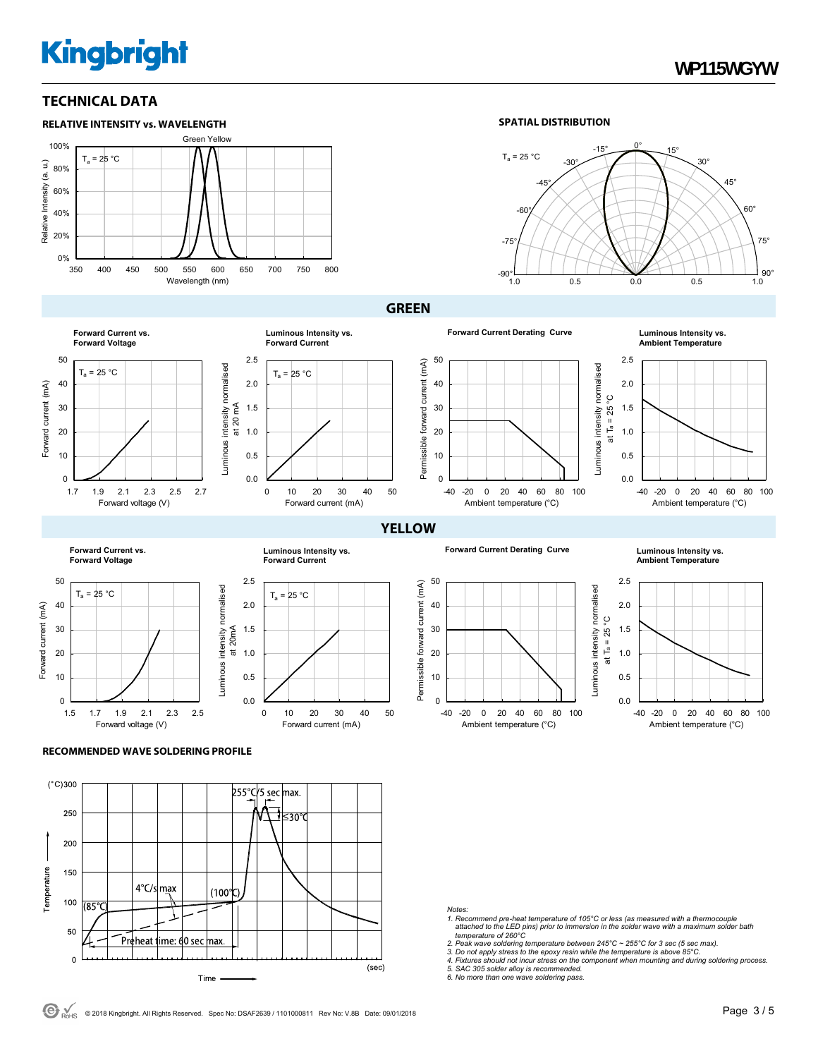## TECHNICAL DATA

**RELATIVE INTENSITY vs. WAVELENGTH**

Green Yellow

$T_a$ = 25 °C

Relative Intensity (a. u.)

Wavelength (nm)

**SPATIAL DISTRIBUTION**

$T_a$ = 25 °C

## GREEN

**Forward Current vs. Forward Voltage**

$T_a$ = 25 °C

Forward current (mA)

Forward voltage (V)

**Luminous Intensity vs. Forward Current**

$T_a$ = 25 °C

Luminous intensity normalised at 20 mA

Forward current (mA)

**Forward Current Derating Curve**

Permissible forward current (mA)

Ambient temperature (°C)

**Luminous Intensity vs. Ambient Temperature**

Luminous intensity normalised at $T_a$ = 25 °C

Ambient temperature (°C)

## YELLOW

**Forward Current vs. Forward Voltage**

$T_a$ = 25 °C

Forward current (mA)

Forward voltage (V)

**Luminous Intensity vs. Forward Current**

$T_a$ = 25 °C

Luminous intensity normalised at 20mA

Forward current (mA)

**Forward Current Derating Curve**

Permissible forward current (mA)

Ambient temperature (°C)

**Luminous Intensity vs. Ambient Temperature**

Luminous intensity normalised at $T_a$ = 25 °C

Ambient temperature (°C)

**RECOMMENDED WAVE SOLDERING PROFILE**

255°C/5 sec max.

≤30°C

4°C/s max

(100°C)

(85°C)

Preheat time: 60 sec max.

Temperature (°C)

Time (sec)

*Notes:*

1. *Recommend pre-heat temperature of 105°C or less (as measured with a thermocouple attached to the LED pins) prior to immersion in the solder wave with a maximum solder bath temperature of 260°C*
2. *Peak wave soldering temperature between 245°C ~ 255°C for 3 sec (5 sec max).*
3. *Do not apply stress to the epoxy resin while the temperature is above 85°C.*
4. *Fixtures should not incur stress on the component when mounting and during soldering process.*
5. *SAC 305 solder alloy is recommended.*
6. *No more than one wave soldering pass.*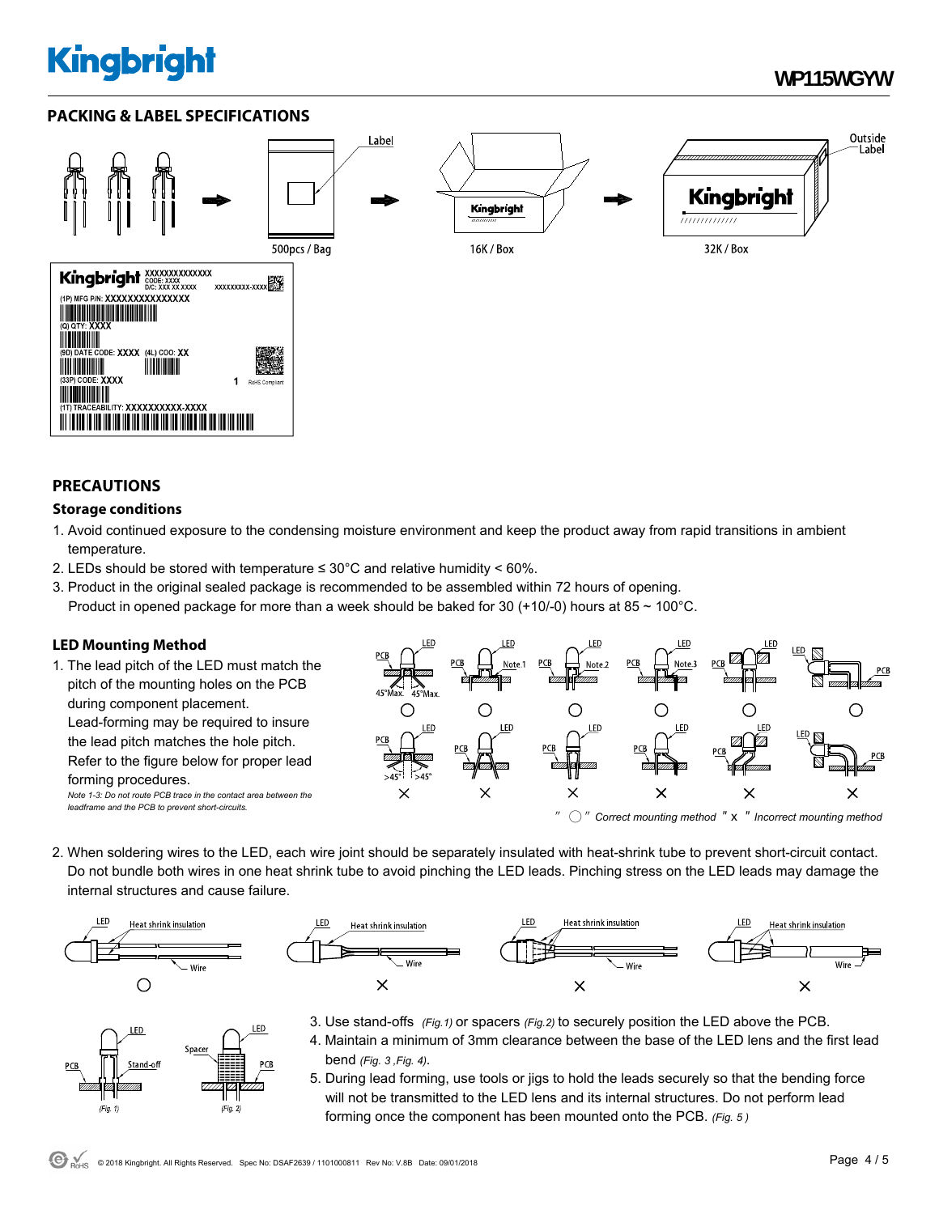## PACKING & LABEL SPECIFICATIONS

Label

500pcs / Bag

16K / Box

Outside Label

32K / Box

## PRECAUTIONS

### Storage conditions

1. Avoid continued exposure to the condensing moisture environment and keep the product away from rapid transitions in ambient temperature.
2. LEDs should be stored with temperature ≤ 30°C and relative humidity < 60%.
3. Product in the original sealed package is recommended to be assembled within 72 hours of opening.
   Product in opened package for more than a week should be baked for 30 (+10/-0) hours at 85 ~ 100°C.

### LED Mounting Method

1. The lead pitch of the LED must match the pitch of the mounting holes on the PCB during component placement.
   Lead-forming may be required to insure the lead pitch matches the hole pitch.
   Refer to the figure below for proper lead forming procedures.
   *Note 1-3: Do not route PCB trace in the contact area between the leadframe and the PCB to prevent short-circuits.*

*" ○ " Correct mounting method " x " Incorrect mounting method*

2. When soldering wires to the LED, each wire joint should be separately insulated with heat-shrink tube to prevent short-circuit contact. Do not bundle both wires in one heat shrink tube to avoid pinching the LED leads. Pinching stress on the LED leads may damage the internal structures and cause failure.

3. Use stand-offs *(Fig.1)* or spacers *(Fig.2)* to securely position the LED above the PCB.
4. Maintain a minimum of 3mm clearance between the base of the LED lens and the first lead bend *(Fig. 3 ,Fig. 4)*.
5. During lead forming, use tools or jigs to hold the leads securely so that the bending force will not be transmitted to the LED lens and its internal structures. Do not perform lead forming once the component has been mounted onto the PCB. *(Fig. 5 )*

(Fig. 1) (Fig. 2)

© 2018 Kingbright. All Rights Reserved. Spec No: DSAF2639 / 1101000811 Rev No: V.8B Date: 09/01/2018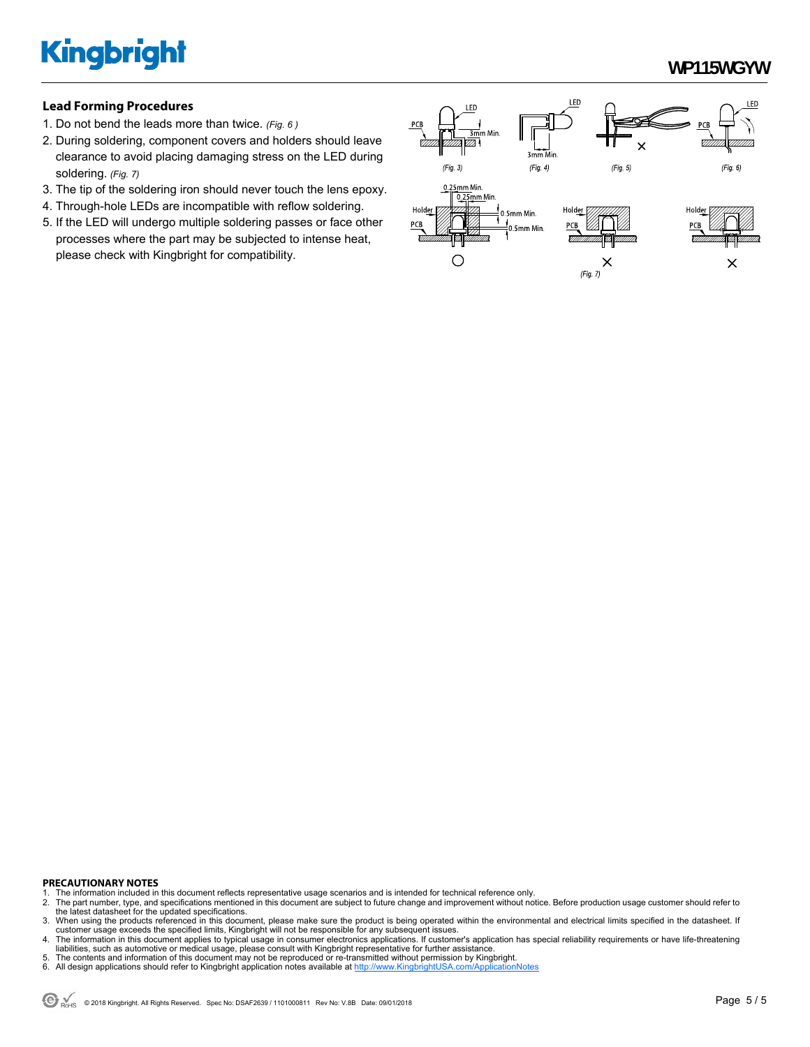## Lead Forming Procedures

1. Do not bend the leads more than twice. *(Fig. 6 )*
2. During soldering, component covers and holders should leave clearance to avoid placing damaging stress on the LED during soldering. *(Fig. 7)*
3. The tip of the soldering iron should never touch the lens epoxy.
4. Through-hole LEDs are incompatible with reflow soldering.
5. If the LED will undergo multiple soldering passes or face other processes where the part may be subjected to intense heat, please check with Kingbright for compatibility.

PCB
LED
3mm Min.
(Fig. 3)

LED
3mm Min.
(Fig. 4)

(Fig. 5)

PCB
LED
(Fig. 6)

0.25mm Min.
0.25mm Min.
Holder
PCB
0.5mm Min.
0.5mm Min.

Holder
PCB

Holder
PCB

(Fig. 7)

**PRECAUTIONARY NOTES**

1. The information included in this document reflects representative usage scenarios and is intended for technical reference only.
2. The part number, type, and specifications mentioned in this document are subject to future change and improvement without notice. Before production usage customer should refer to the latest datasheet for the updated specifications.
3. When using the products referenced in this document, please make sure the product is being operated within the environmental and electrical limits specified in the datasheet. If customer usage exceeds the specified limits, Kingbright will not be responsible for any subsequent issues.
4. The information in this document applies to typical usage in consumer electronics applications. If customer's application has special reliability requirements or have life-threatening liabilities, such as automotive or medical usage, please consult with Kingbright representative for further assistance.
5. The contents and information of this document may not be reproduced or re-transmitted without permission by Kingbright.
6. All design applications should refer to Kingbright application notes available at [http://www.KingbrightUSA.com/ApplicationNotes](http://www.KingbrightUSA.com/ApplicationNotes)

© 2018 Kingbright. All Rights Reserved. Spec No: DSAF2639 / 1101000811 Rev No: V.8B Date: 09/01/2018